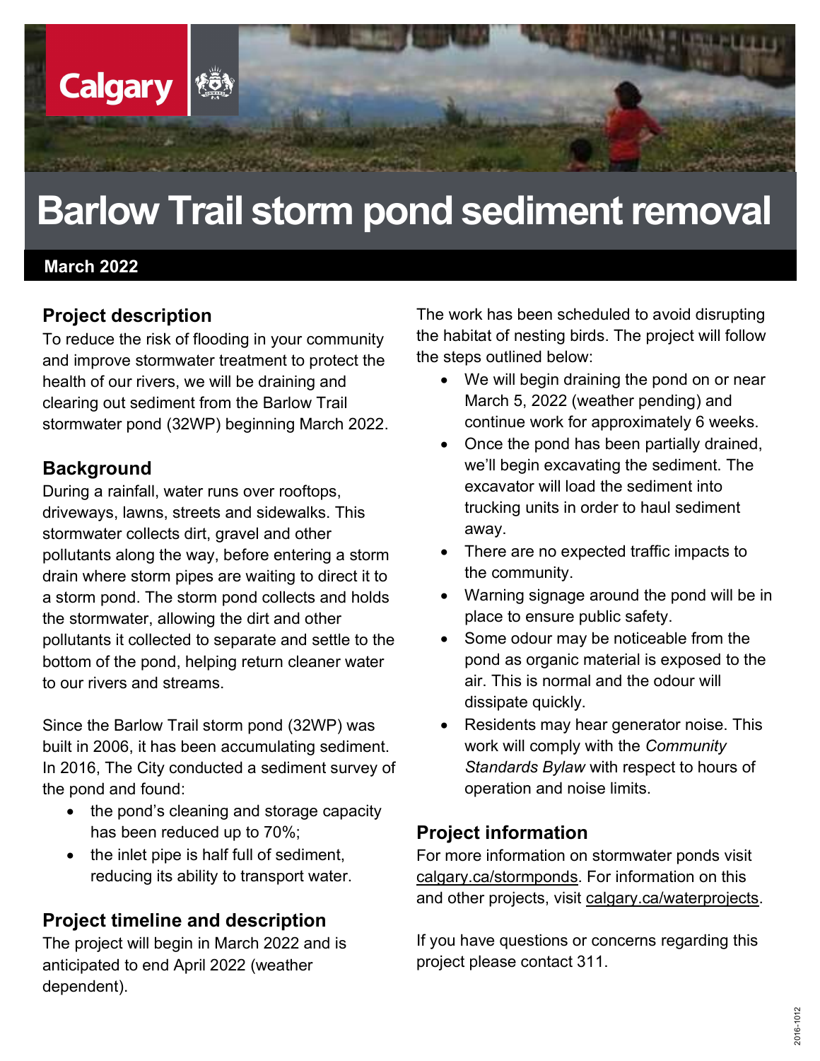# Barlow Trail storm pond sediment removal

**March 2022**

## Project description

To reduce the risk of flooding in your community and improve stormwater treatment to protect the health of our rivers, we will be draining and clearing out sediment from the Barlow Trail stormwater pond (32WP) beginning March 2022.

## Background

During a rainfall, water runs over rooftops, driveways, lawns, streets and sidewalks. This stormwater collects dirt, gravel and other pollutants along the way, before entering a storm drain where storm pipes are waiting to direct it to a storm pond. The storm pond collects and holds the stormwater, allowing the dirt and other pollutants it collected to separate and settle to the bottom of the pond, helping return cleaner water to our rivers and streams.

Since the Barlow Trail storm pond (32WP) was built in 2006, it has been accumulating sediment. In 2016, The City conducted a sediment survey of the pond and found:

- the pond's cleaning and storage capacity has been reduced up to 70%;
- the inlet pipe is half full of sediment, reducing its ability to transport water.

## Project timeline and description

The project will begin in March 2022 and is anticipated to end April 2022 (weather dependent).

The work has been scheduled to avoid disrupting the habitat of nesting birds. The project will follow the steps outlined below:

- We will begin draining the pond on or near March 5, 2022 (weather pending) and continue work for approximately 6 weeks.
- Once the pond has been partially drained, we'll begin excavating the sediment. The excavator will load the sediment into trucking units in order to haul sediment away.
- There are no expected traffic impacts to the community.
- Warning signage around the pond will be in place to ensure public safety.
- Some odour may be noticeable from the pond as organic material is exposed to the air. This is normal and the odour will dissipate quickly.
- Residents may hear generator noise. This work will comply with the *Community Standards Bylaw* with respect to hours of operation and noise limits.

## Project information

For more information on stormwater ponds visit calgary.ca/stormponds. For information on this and other projects, visit calgary.ca/waterprojects.

If you have questions or concerns regarding this project please contact 311.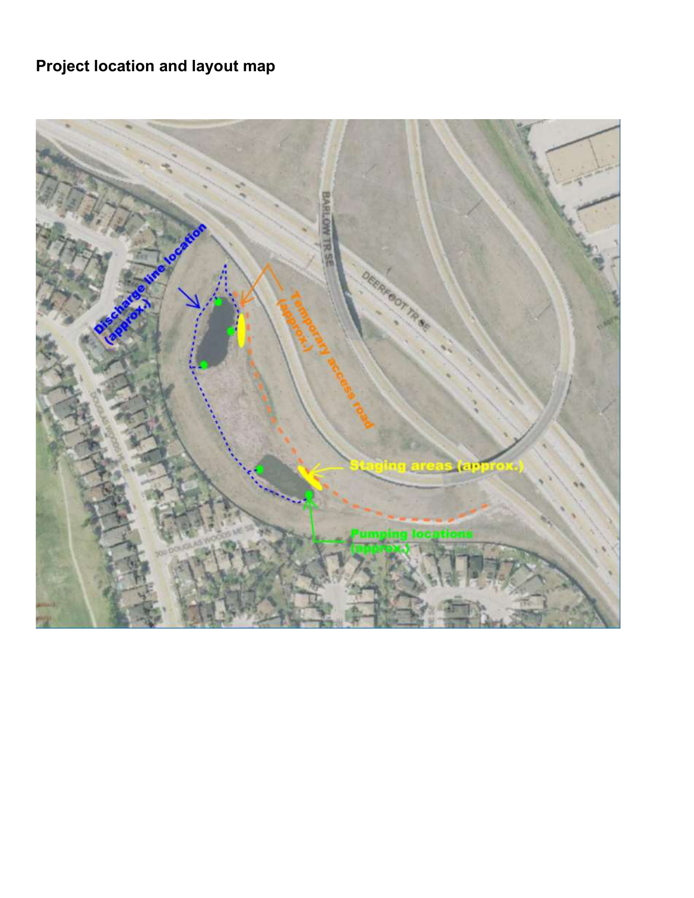**Project location and layout map**

Discharge line location (approx.)

Temporary access road (approx.)

Staging areas (approx.)

Pumping locations (approx.)

BARLOW TR SE

DEERFOOT TR SE

DOUGLAS WOODS HL SE

DOUGLAS WOODS ME SE